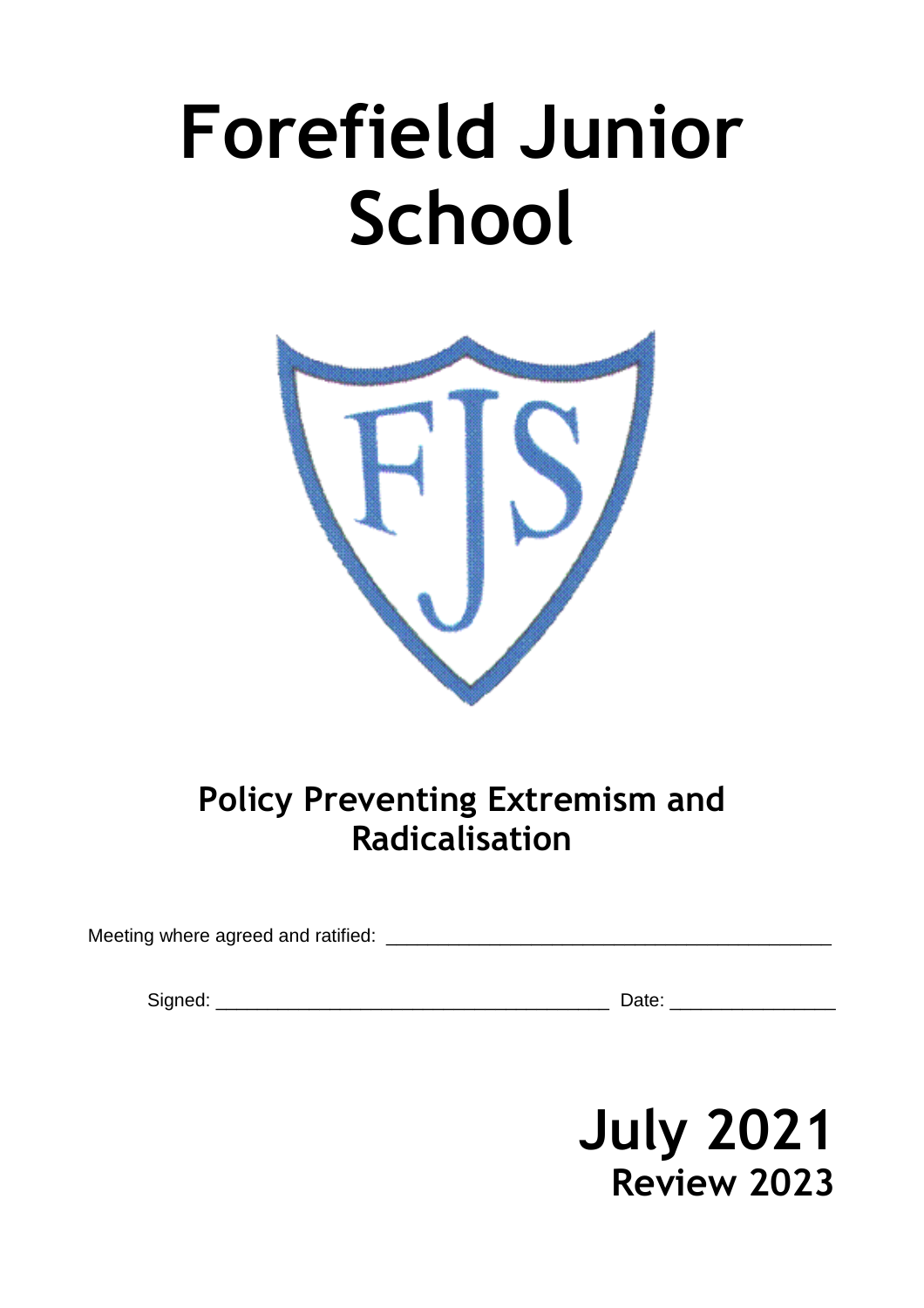# Forefield Junior School

## Policy Preventing Extremism and Radicalisation

Meeting where agreed and ratified: ___________________________________________

Signed: ______________________________________ Date: ________________

**July 2021**

**Review 2023**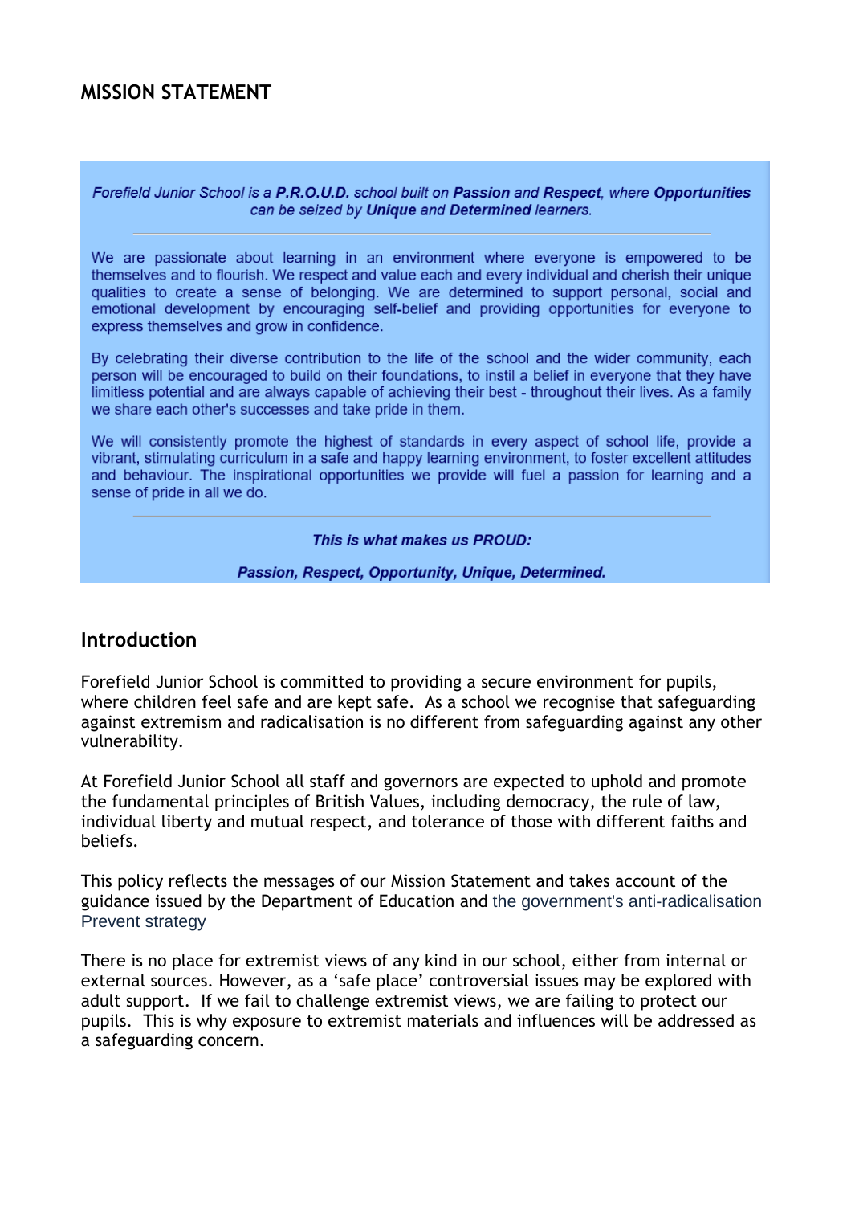## MISSION STATEMENT

*Forefield Junior School is a **P.R.O.U.D.** school built on **Passion** and **Respect**, where **Opportunities** can be seized by **Unique** and **Determined** learners.*

---

We are passionate about learning in an environment where everyone is empowered to be themselves and to flourish. We respect and value each and every individual and cherish their unique qualities to create a sense of belonging. We are determined to support personal, social and emotional development by encouraging self-belief and providing opportunities for everyone to express themselves and grow in confidence.

By celebrating their diverse contribution to the life of the school and the wider community, each person will be encouraged to build on their foundations, to instil a belief in everyone that they have limitless potential and are always capable of achieving their best - throughout their lives. As a family we share each other's successes and take pride in them.

We will consistently promote the highest of standards in every aspect of school life, provide a vibrant, stimulating curriculum in a safe and happy learning environment, to foster excellent attitudes and behaviour. The inspirational opportunities we provide will fuel a passion for learning and a sense of pride in all we do.

---

***This is what makes us PROUD:***

***Passion, Respect, Opportunity, Unique, Determined.***

## Introduction

Forefield Junior School is committed to providing a secure environment for pupils, where children feel safe and are kept safe. As a school we recognise that safeguarding against extremism and radicalisation is no different from safeguarding against any other vulnerability.

At Forefield Junior School all staff and governors are expected to uphold and promote the fundamental principles of British Values, including democracy, the rule of law, individual liberty and mutual respect, and tolerance of those with different faiths and beliefs.

This policy reflects the messages of our Mission Statement and takes account of the guidance issued by the Department of Education and the government's anti-radicalisation Prevent strategy

There is no place for extremist views of any kind in our school, either from internal or external sources. However, as a 'safe place' controversial issues may be explored with adult support. If we fail to challenge extremist views, we are failing to protect our pupils. This is why exposure to extremist materials and influences will be addressed as a safeguarding concern.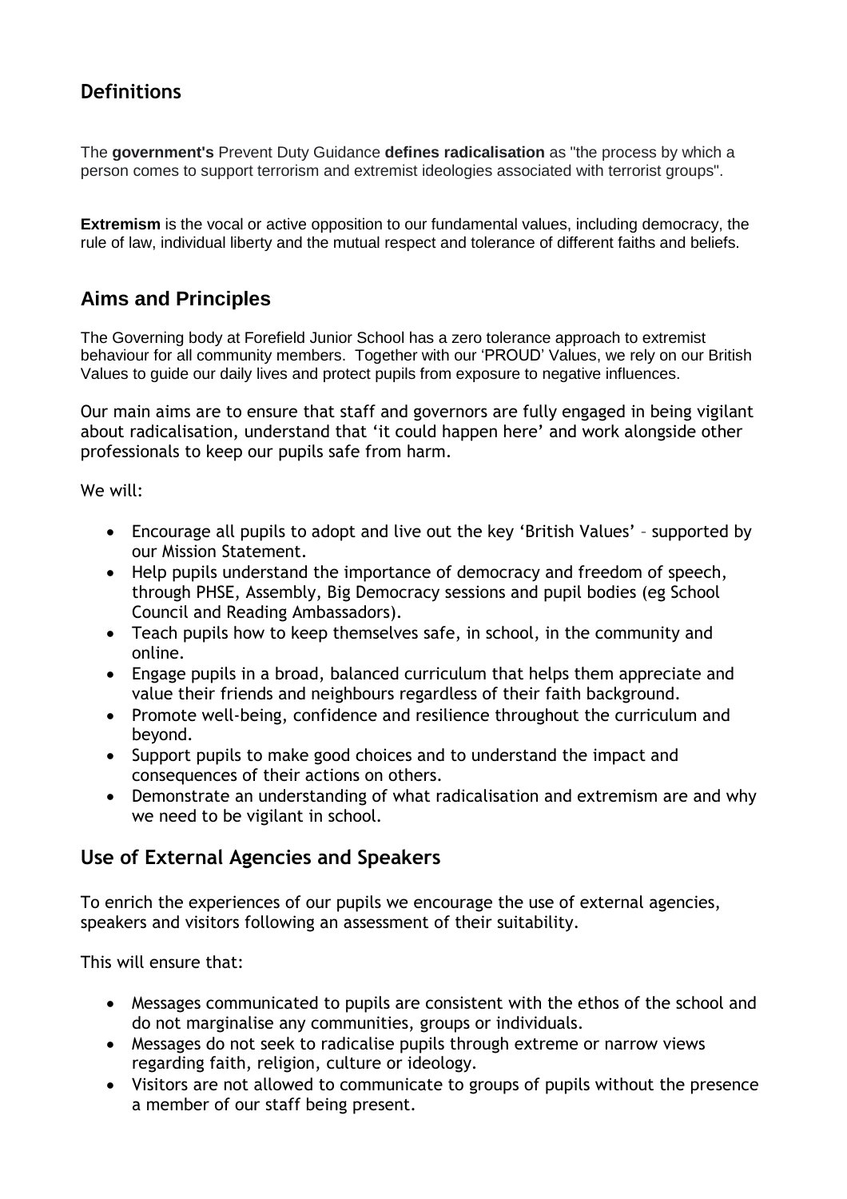## Definitions

The **government's** Prevent Duty Guidance **defines radicalisation** as "the process by which a person comes to support terrorism and extremist ideologies associated with terrorist groups".

**Extremism** is the vocal or active opposition to our fundamental values, including democracy, the rule of law, individual liberty and the mutual respect and tolerance of different faiths and beliefs.

## Aims and Principles

The Governing body at Forefield Junior School has a zero tolerance approach to extremist behaviour for all community members. Together with our 'PROUD' Values, we rely on our British Values to guide our daily lives and protect pupils from exposure to negative influences.

Our main aims are to ensure that staff and governors are fully engaged in being vigilant about radicalisation, understand that 'it could happen here' and work alongside other professionals to keep our pupils safe from harm.

We will:

- Encourage all pupils to adopt and live out the key 'British Values' – supported by our Mission Statement.
- Help pupils understand the importance of democracy and freedom of speech, through PHSE, Assembly, Big Democracy sessions and pupil bodies (eg School Council and Reading Ambassadors).
- Teach pupils how to keep themselves safe, in school, in the community and online.
- Engage pupils in a broad, balanced curriculum that helps them appreciate and value their friends and neighbours regardless of their faith background.
- Promote well-being, confidence and resilience throughout the curriculum and beyond.
- Support pupils to make good choices and to understand the impact and consequences of their actions on others.
- Demonstrate an understanding of what radicalisation and extremism are and why we need to be vigilant in school.

## Use of External Agencies and Speakers

To enrich the experiences of our pupils we encourage the use of external agencies, speakers and visitors following an assessment of their suitability.

This will ensure that:

- Messages communicated to pupils are consistent with the ethos of the school and do not marginalise any communities, groups or individuals.
- Messages do not seek to radicalise pupils through extreme or narrow views regarding faith, religion, culture or ideology.
- Visitors are not allowed to communicate to groups of pupils without the presence a member of our staff being present.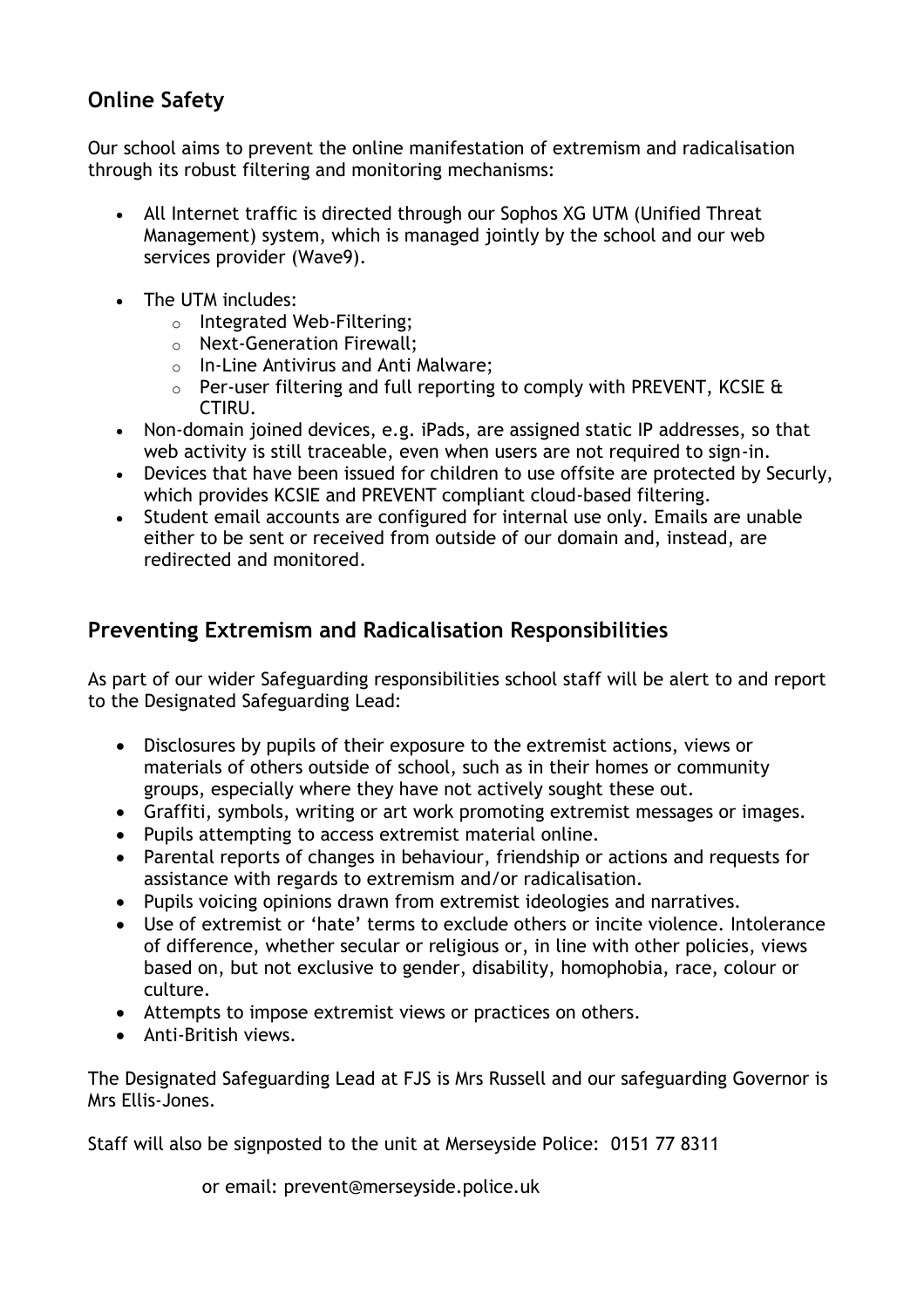## Online Safety

Our school aims to prevent the online manifestation of extremism and radicalisation through its robust filtering and monitoring mechanisms:

- All Internet traffic is directed through our Sophos XG UTM (Unified Threat Management) system, which is managed jointly by the school and our web services provider (Wave9).
- The UTM includes:
  - Integrated Web-Filtering;
  - Next-Generation Firewall;
  - In-Line Antivirus and Anti Malware;
  - Per-user filtering and full reporting to comply with PREVENT, KCSIE & CTIRU.
- Non-domain joined devices, e.g. iPads, are assigned static IP addresses, so that web activity is still traceable, even when users are not required to sign-in.
- Devices that have been issued for children to use offsite are protected by Securly, which provides KCSIE and PREVENT compliant cloud-based filtering.
- Student email accounts are configured for internal use only. Emails are unable either to be sent or received from outside of our domain and, instead, are redirected and monitored.

## Preventing Extremism and Radicalisation Responsibilities

As part of our wider Safeguarding responsibilities school staff will be alert to and report to the Designated Safeguarding Lead:

- Disclosures by pupils of their exposure to the extremist actions, views or materials of others outside of school, such as in their homes or community groups, especially where they have not actively sought these out.
- Graffiti, symbols, writing or art work promoting extremist messages or images.
- Pupils attempting to access extremist material online.
- Parental reports of changes in behaviour, friendship or actions and requests for assistance with regards to extremism and/or radicalisation.
- Pupils voicing opinions drawn from extremist ideologies and narratives.
- Use of extremist or 'hate' terms to exclude others or incite violence. Intolerance of difference, whether secular or religious or, in line with other policies, views based on, but not exclusive to gender, disability, homophobia, race, colour or culture.
- Attempts to impose extremist views or practices on others.
- Anti-British views.

The Designated Safeguarding Lead at FJS is Mrs Russell and our safeguarding Governor is Mrs Ellis-Jones.

Staff will also be signposted to the unit at Merseyside Police: 0151 77 8311

or email: prevent@merseyside.police.uk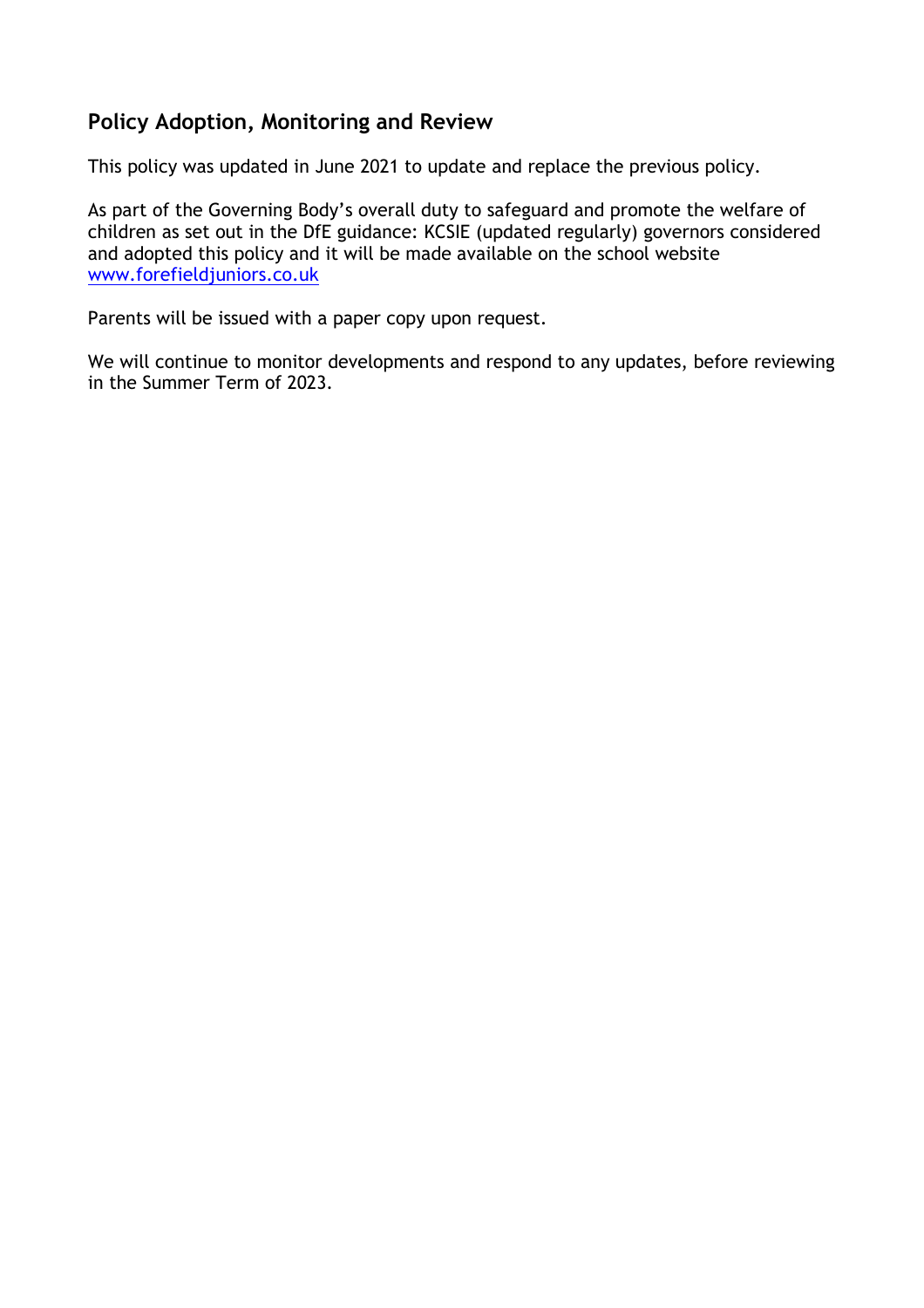## Policy Adoption, Monitoring and Review

This policy was updated in June 2021 to update and replace the previous policy.

As part of the Governing Body's overall duty to safeguard and promote the welfare of children as set out in the DfE guidance: KCSIE (updated regularly) governors considered and adopted this policy and it will be made available on the school website [www.forefieldjuniors.co.uk](http://www.forefieldjuniors.co.uk)

Parents will be issued with a paper copy upon request.

We will continue to monitor developments and respond to any updates, before reviewing in the Summer Term of 2023.